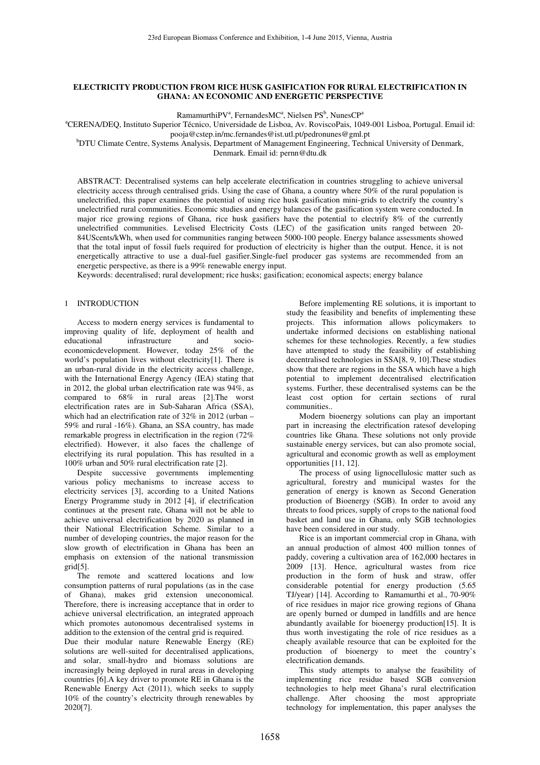# ELECTRICITY PRODUCTION FROM RICE HUSK GASIFICATION FOR RURAL ELECTRIFICATION IN GHANA: AN ECONOMIC AND ENERGETIC PERSPECTIVE

RamamurthiPV[a], FernandesMC[a], Nielsen PS[b], NunesCP[a]

[a]CERENA/DEQ, Instituto Superior Técnico, Universidade de Lisboa, Av. RoviscoPais, 1049-001 Lisboa, Portugal. Email id: pooja@cstep.in/mc.fernandes@ist.utl.pt/pedronunes@gml.pt

[b]DTU Climate Centre, Systems Analysis, Department of Management Engineering, Technical University of Denmark, Denmark. Email id: pernn@dtu.dk

ABSTRACT: Decentralised systems can help accelerate electrification in countries struggling to achieve universal electricity access through centralised grids. Using the case of Ghana, a country where 50% of the rural population is unelectrified, this paper examines the potential of using rice husk gasification mini-grids to electrify the country's unelectrified rural communities. Economic studies and energy balances of the gasification system were conducted. In major rice growing regions of Ghana, rice husk gasifiers have the potential to electrify 8% of the currently unelectrified communities. Levelised Electricity Costs (LEC) of the gasification units ranged between 20-84UScents/kWh, when used for communities ranging between 5000-100 people. Energy balance assessments showed that the total input of fossil fuels required for production of electricity is higher than the output. Hence, it is not energetically attractive to use a dual-fuel gasifier.Single-fuel producer gas systems are recommended from an energetic perspective, as there is a 99% renewable energy input.

Keywords: decentralised; rural development; rice husks; gasification; economical aspects; energy balance

## 1 INTRODUCTION

Access to modern energy services is fundamental to improving quality of life, deployment of health and educational infrastructure and socio-economicdevelopment. However, today 25% of the world's population lives without electricity[1]. There is an urban-rural divide in the electricity access challenge, with the International Energy Agency (IEA) stating that in 2012, the global urban electrification rate was 94%, as compared to 68% in rural areas [2].The worst electrification rates are in Sub-Saharan Africa (SSA), which had an electrification rate of 32% in 2012 (urban – 59% and rural -16%). Ghana, an SSA country, has made remarkable progress in electrification in the region (72% electrified). However, it also faces the challenge of electrifying its rural population. This has resulted in a 100% urban and 50% rural electrification rate [2].

Despite successive governments implementing various policy mechanisms to increase access to electricity services [3], according to a United Nations Energy Programme study in 2012 [4], if electrification continues at the present rate, Ghana will not be able to achieve universal electrification by 2020 as planned in their National Electrification Scheme. Similar to a number of developing countries, the major reason for the slow growth of electrification in Ghana has been an emphasis on extension of the national transmission grid[5].

The remote and scattered locations and low consumption patterns of rural populations (as in the case of Ghana), makes grid extension uneconomical. Therefore, there is increasing acceptance that in order to achieve universal electrification, an integrated approach which promotes autonomous decentralised systems in addition to the extension of the central grid is required.

Due their modular nature Renewable Energy (RE) solutions are well-suited for decentralised applications, and solar, small-hydro and biomass solutions are increasingly being deployed in rural areas in developing countries [6].A key driver to promote RE in Ghana is the Renewable Energy Act (2011), which seeks to supply 10% of the country's electricity through renewables by 2020[7].

Before implementing RE solutions, it is important to study the feasibility and benefits of implementing these projects. This information allows policymakers to undertake informed decisions on establishing national schemes for these technologies. Recently, a few studies have attempted to study the feasibility of establishing decentralised technologies in SSA[8, 9, 10].These studies show that there are regions in the SSA which have a high potential to implement decentralised electrification systems. Further, these decentralised systems can be the least cost option for certain sections of rural communities..

Modern bioenergy solutions can play an important part in increasing the electrification ratesof developing countries like Ghana. These solutions not only provide sustainable energy services, but can also promote social, agricultural and economic growth as well as employment opportunities [11, 12].

The process of using lignocellulosic matter such as agricultural, forestry and municipal wastes for the generation of energy is known as Second Generation production of Bioenergy (SGB). In order to avoid any threats to food prices, supply of crops to the national food basket and land use in Ghana, only SGB technologies have been considered in our study.

Rice is an important commercial crop in Ghana, with an annual production of almost 400 million tonnes of paddy, covering a cultivation area of 162,000 hectares in 2009 [13]. Hence, agricultural wastes from rice production in the form of husk and straw, offer considerable potential for energy production (5.65 TJ/year) [14]. According to Ramamurthi et al., 70-90% of rice residues in major rice growing regions of Ghana are openly burned or dumped in landfills and are hence abundantly available for bioenergy production[15]. It is thus worth investigating the role of rice residues as a cheaply available resource that can be exploited for the production of bioenergy to meet the country's electrification demands.

This study attempts to analyse the feasibility of implementing rice residue based SGB conversion technologies to help meet Ghana's rural electrification challenge. After choosing the most appropriate technology for implementation, this paper analyses the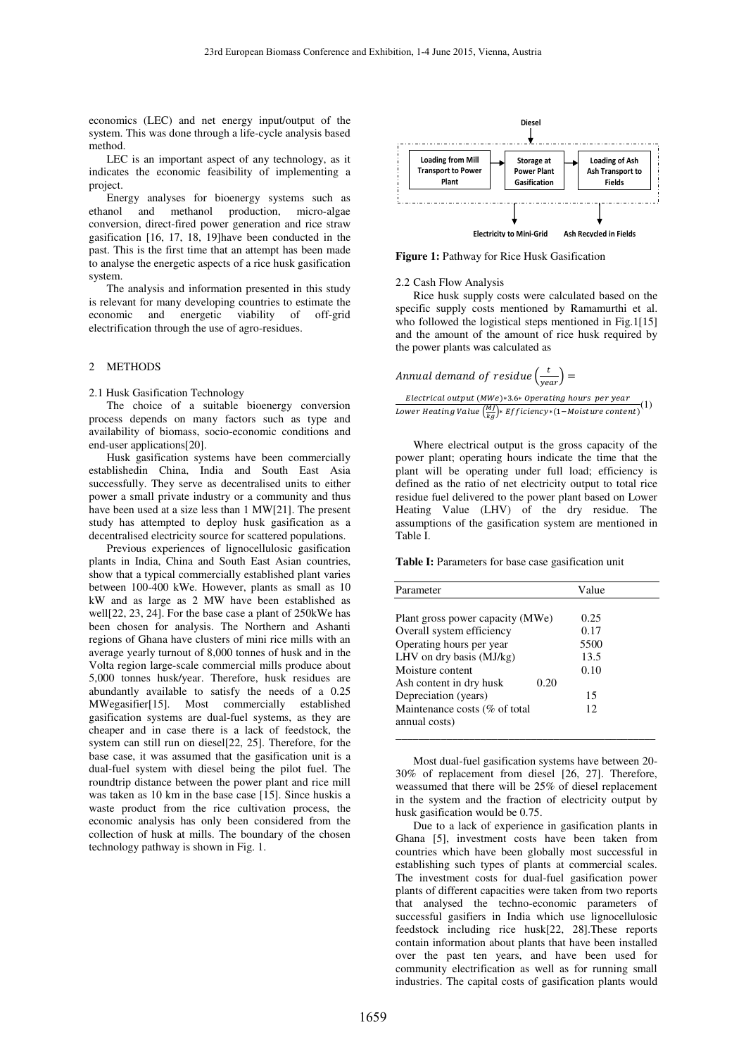economics (LEC) and net energy input/output of the system. This was done through a life-cycle analysis based method.

LEC is an important aspect of any technology, as it indicates the economic feasibility of implementing a project.

Energy analyses for bioenergy systems such as ethanol and methanol production, micro-algae conversion, direct-fired power generation and rice straw gasification [16, 17, 18, 19]have been conducted in the past. This is the first time that an attempt has been made to analyse the energetic aspects of a rice husk gasification system.

The analysis and information presented in this study is relevant for many developing countries to estimate the economic and energetic viability of off-grid electrification through the use of agro-residues.

## 2 METHODS

### 2.1 Husk Gasification Technology

The choice of a suitable bioenergy conversion process depends on many factors such as type and availability of biomass, socio-economic conditions and end-user applications[20].

Husk gasification systems have been commercially establishedin China, India and South East Asia successfully. They serve as decentralised units to either power a small private industry or a community and thus have been used at a size less than 1 MW[21]. The present study has attempted to deploy husk gasification as a decentralised electricity source for scattered populations.

Previous experiences of lignocellulosic gasification plants in India, China and South East Asian countries, show that a typical commercially established plant varies between 100-400 kWe. However, plants as small as 10 kW and as large as 2 MW have been established as well[22, 23, 24]. For the base case a plant of 250kWe has been chosen for analysis. The Northern and Ashanti regions of Ghana have clusters of mini rice mills with an average yearly turnout of 8,000 tonnes of husk and in the Volta region large-scale commercial mills produce about 5,000 tonnes husk/year. Therefore, husk residues are abundantly available to satisfy the needs of a 0.25 MWegasifier[15]. Most commercially established gasification systems are dual-fuel systems, as they are cheaper and in case there is a lack of feedstock, the system can still run on diesel[22, 25]. Therefore, for the base case, it was assumed that the gasification unit is a dual-fuel system with diesel being the pilot fuel. The roundtrip distance between the power plant and rice mill was taken as 10 km in the base case [15]. Since huskis a waste product from the rice cultivation process, the economic analysis has only been considered from the collection of husk at mills. The boundary of the chosen technology pathway is shown in Fig. 1.

Diesel

Loading from Mill Transport to Power Plant → Storage at Power Plant Gasification → Loading of Ash Ash Transport to Fields

Electricity to Mini-Grid — Ash Recycled in Fields

**Figure 1:** Pathway for Rice Husk Gasification

### 2.2 Cash Flow Analysis

Rice husk supply costs were calculated based on the specific supply costs mentioned by Ramamurthi et al. who followed the logistical steps mentioned in Fig.1[15] and the amount of the amount of rice husk required by the power plants was calculated as

$$Annual\ demand\ of\ residue\left(\frac{t}{year}\right) = \frac{Electrical\ output\ (MWe) * 3.6 * Operating\ hours\ per\ year}{Lower\ Heating\ Value\left(\frac{MJ}{kg}\right) * Efficiency * (1 - Moisture\ content)} \quad (1)$$

Where electrical output is the gross capacity of the power plant; operating hours indicate the time that the plant will be operating under full load; efficiency is defined as the ratio of net electricity output to total rice residue fuel delivered to the power plant based on Lower Heating Value (LHV) of the dry residue. The assumptions of the gasification system are mentioned in Table I.

**Table I:** Parameters for base case gasification unit

| Parameter | Value |
|---|---|
| Plant gross power capacity (MWe) | 0.25 |
| Overall system efficiency | 0.17 |
| Operating hours per year | 5500 |
| LHV on dry basis (MJ/kg) | 13.5 |
| Moisture content | 0.10 |
| Ash content in dry husk | 0.20 |
| Depreciation (years) | 15 |
| Maintenance costs (% of total annual costs) | 12 |

Most dual-fuel gasification systems have between 20-30% of replacement from diesel [26, 27]. Therefore, weassumed that there will be 25% of diesel replacement in the system and the fraction of electricity output by husk gasification would be 0.75.

Due to a lack of experience in gasification plants in Ghana [5], investment costs have been taken from countries which have been globally most successful in establishing such types of plants at commercial scales. The investment costs for dual-fuel gasification power plants of different capacities were taken from two reports that analysed the techno-economic parameters of successful gasifiers in India which use lignocellulosic feedstock including rice husk[22, 28].These reports contain information about plants that have been installed over the past ten years, and have been used for community electrification as well as for running small industries. The capital costs of gasification plants would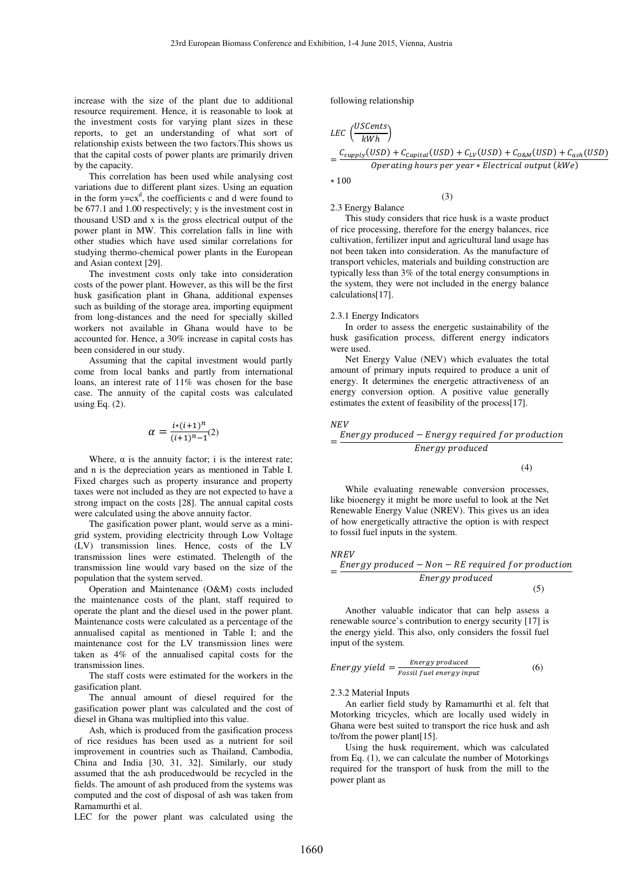increase with the size of the plant due to additional resource requirement. Hence, it is reasonable to look at the investment costs for varying plant sizes in these reports, to get an understanding of what sort of relationship exists between the two factors.This shows us that the capital costs of power plants are primarily driven by the capacity.

This correlation has been used while analysing cost variations due to different plant sizes. Using an equation in the form $y=cx^d$, the coefficients c and d were found to be 677.1 and 1.00 respectively; y is the investment cost in thousand USD and x is the gross electrical output of the power plant in MW. This correlation falls in line with other studies which have used similar correlations for studying thermo-chemical power plants in the European and Asian context [29].

The investment costs only take into consideration costs of the power plant. However, as this will be the first husk gasification plant in Ghana, additional expenses such as building of the storage area, importing equipment from long-distances and the need for specially skilled workers not available in Ghana would have to be accounted for. Hence, a 30% increase in capital costs has been considered in our study.

Assuming that the capital investment would partly come from local banks and partly from international loans, an interest rate of 11% was chosen for the base case. The annuity of the capital costs was calculated using Eq. (2).

$$\alpha = \frac{i*(i+1)^n}{(i+1)^n-1} \quad (2)$$

Where, α is the annuity factor; i is the interest rate; and n is the depreciation years as mentioned in Table I. Fixed charges such as property insurance and property taxes were not included as they are not expected to have a strong impact on the costs [28]. The annual capital costs were calculated using the above annuity factor.

The gasification power plant, would serve as a mini-grid system, providing electricity through Low Voltage (LV) transmission lines. Hence, costs of the LV transmission lines were estimated. Thelength of the transmission line would vary based on the size of the population that the system served.

Operation and Maintenance (O&M) costs included the maintenance costs of the plant, staff required to operate the plant and the diesel used in the power plant. Maintenance costs were calculated as a percentage of the annualised capital as mentioned in Table I; and the maintenance cost for the LV transmission lines were taken as 4% of the annualised capital costs for the transmission lines.

The staff costs were estimated for the workers in the gasification plant.

The annual amount of diesel required for the gasification power plant was calculated and the cost of diesel in Ghana was multiplied into this value.

Ash, which is produced from the gasification process of rice residues has been used as a nutrient for soil improvement in countries such as Thailand, Cambodia, China and India [30, 31, 32]. Similarly, our study assumed that the ash producedwould be recycled in the fields. The amount of ash produced from the systems was computed and the cost of disposal of ash was taken from Ramamurthi et al.

LEC for the power plant was calculated using the following relationship

$$LEC\left(\frac{USCents}{kWh}\right) = \frac{C_{supply}(USD) + C_{Capital}(USD) + C_{LV}(USD) + C_{O\&M}(USD) + C_{ash}(USD)}{Operating\ hours\ per\ year * Electrical\ output\ (kWe)} * 100 \quad (3)$$

2.3 Energy Balance

This study considers that rice husk is a waste product of rice processing, therefore for the energy balances, rice cultivation, fertilizer input and agricultural land usage has not been taken into consideration. As the manufacture of transport vehicles, materials and building construction are typically less than 3% of the total energy consumptions in the system, they were not included in the energy balance calculations[17].

2.3.1 Energy Indicators

In order to assess the energetic sustainability of the husk gasification process, different energy indicators were used.

Net Energy Value (NEV) which evaluates the total amount of primary inputs required to produce a unit of energy. It determines the energetic attractiveness of an energy conversion option. A positive value generally estimates the extent of feasibility of the process[17].

$$NEV = \frac{Energy\ produced - Energy\ required\ for\ production}{Energy\ produced} \quad (4)$$

While evaluating renewable conversion processes, like bioenergy it might be more useful to look at the Net Renewable Energy Value (NREV). This gives us an idea of how energetically attractive the option is with respect to fossil fuel inputs in the system.

$$NREV = \frac{Energy\ produced - Non-RE\ required\ for\ production}{Energy\ produced} \quad (5)$$

Another valuable indicator that can help assess a renewable source's contribution to energy security [17] is the energy yield. This also, only considers the fossil fuel input of the system.

$$Energy\ yield = \frac{Energy\ produced}{Fossil\ fuel\ energy\ input} \quad (6)$$

2.3.2 Material Inputs

An earlier field study by Ramamurthi et al. felt that Motorking tricycles, which are locally used widely in Ghana were best suited to transport the rice husk and ash to/from the power plant[15].

Using the husk requirement, which was calculated from Eq. (1), we can calculate the number of Motorkings required for the transport of husk from the mill to the power plant as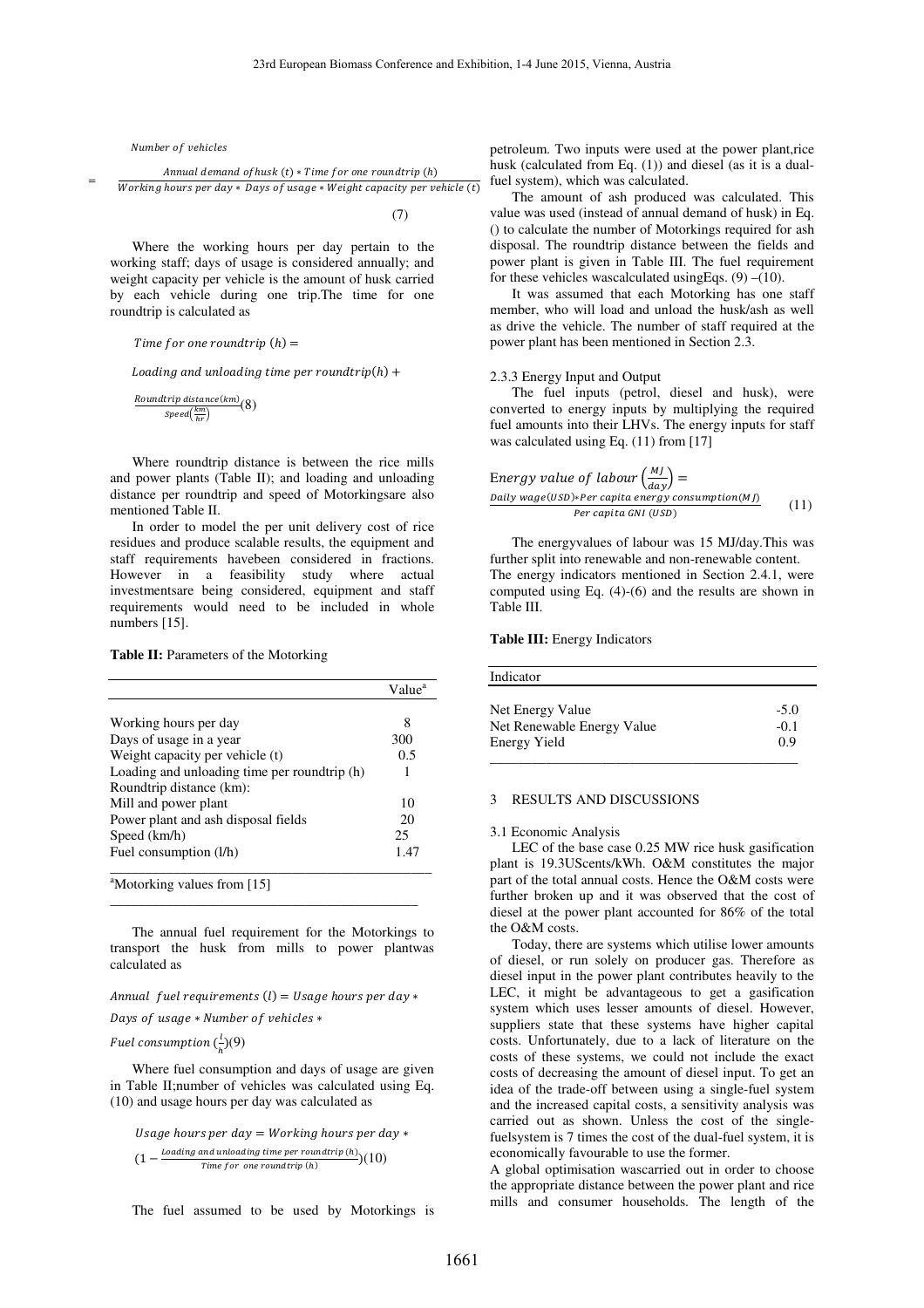$$Number\ of\ vehicles = \frac{Annual\ demand\ of husk\ (t) * Time\ for\ one\ roundtrip\ (h)}{Working\ hours\ per\ day * \ Days\ of\ usage * Weight\ capacity\ per\ vehicle\ (t)} \quad (7)$$

Where the working hours per day pertain to the working staff; days of usage is considered annually; and weight capacity per vehicle is the amount of husk carried by each vehicle during one trip.The time for one roundtrip is calculated as

$$Time\ for\ one\ roundtrip\ (h) = Loading\ and\ unloading\ time\ per\ roundtrip(h) + \frac{Roundtrip\ distance(km)}{Speed(\frac{km}{hr})} \quad (8)$$

Where roundtrip distance is between the rice mills and power plants (Table II); and loading and unloading distance per roundtrip and speed of Motorkingsare also mentioned Table II.

In order to model the per unit delivery cost of rice residues and produce scalable results, the equipment and staff requirements havebeen considered in fractions. However in a feasibility study where actual investmentsare being considered, equipment and staff requirements would need to be included in whole numbers [15].

**Table II:** Parameters of the Motorking

| | Value[a] |
|---|---|
| Working hours per day | 8 |
| Days of usage in a year | 300 |
| Weight capacity per vehicle (t) | 0.5 |
| Loading and unloading time per roundtrip (h) | 1 |
| Roundtrip distance (km): | |
| Mill and power plant | 10 |
| Power plant and ash disposal fields | 20 |
| Speed (km/h) | 25 |
| Fuel consumption (l/h) | 1.47 |

[a]Motorking values from [15]

The annual fuel requirement for the Motorkings to transport the husk from mills to power plantwas calculated as

$$Annual\ \ fuel\ requirements\ (l) = Usage\ hours\ per\ day * Days\ of\ usage * Number\ of\ vehicles * Fuel\ consumption\ (\tfrac{l}{h}) \quad (9)$$

Where fuel consumption and days of usage are given in Table II;number of vehicles was calculated using Eq. (10) and usage hours per day was calculated as

$$Usage\ hours\ per\ day = Working\ hours\ per\ day * (1 - \frac{Loading\ and\ unloading\ time\ per\ roundtrip\ (h)}{Time\ for\ \ one\ roundtrip\ (h)}) \quad (10)$$

The fuel assumed to be used by Motorkings is petroleum. Two inputs were used at the power plant,rice husk (calculated from Eq. (1)) and diesel (as it is a dual-fuel system), which was calculated.

The amount of ash produced was calculated. This value was used (instead of annual demand of husk) in Eq. () to calculate the number of Motorkings required for ash disposal. The roundtrip distance between the fields and power plant is given in Table III. The fuel requirement for these vehicles wascalculated usingEqs. (9) –(10).

It was assumed that each Motorking has one staff member, who will load and unload the husk/ash as well as drive the vehicle. The number of staff required at the power plant has been mentioned in Section 2.3.

2.3.3 Energy Input and Output

The fuel inputs (petrol, diesel and husk), were converted to energy inputs by multiplying the required fuel amounts into their LHVs. The energy inputs for staff was calculated using Eq. (11) from [17]

$$Energy\ value\ of\ labour\ \left(\frac{MJ}{day}\right) = \frac{Daily\ wage(USD) * Per\ capita\ energy\ consumption(MJ)}{Per\ capita\ GNI\ (USD)} \quad (11)$$

The energyvalues of labour was 15 MJ/day.This was further split into renewable and non-renewable content. The energy indicators mentioned in Section 2.4.1, were computed using Eq. (4)-(6) and the results are shown in Table III.

**Table III:** Energy Indicators

| Indicator | |
|---|---|
| Net Energy Value | -5.0 |
| Net Renewable Energy Value | -0.1 |
| Energy Yield | 0.9 |

## 3 RESULTS AND DISCUSSIONS

### 3.1 Economic Analysis

LEC of the base case 0.25 MW rice husk gasification plant is 19.3UScents/kWh. O&M constitutes the major part of the total annual costs. Hence the O&M costs were further broken up and it was observed that the cost of diesel at the power plant accounted for 86% of the total the O&M costs.

Today, there are systems which utilise lower amounts of diesel, or run solely on producer gas. Therefore as diesel input in the power plant contributes heavily to the LEC, it might be advantageous to get a gasification system which uses lesser amounts of diesel. However, suppliers state that these systems have higher capital costs. Unfortunately, due to a lack of literature on the costs of these systems, we could not include the exact costs of decreasing the amount of diesel input. To get an idea of the trade-off between using a single-fuel system and the increased capital costs, a sensitivity analysis was carried out as shown. Unless the cost of the single-fuelsystem is 7 times the cost of the dual-fuel system, it is economically favourable to use the former.

A global optimisation wascarried out in order to choose the appropriate distance between the power plant and rice mills and consumer households. The length of the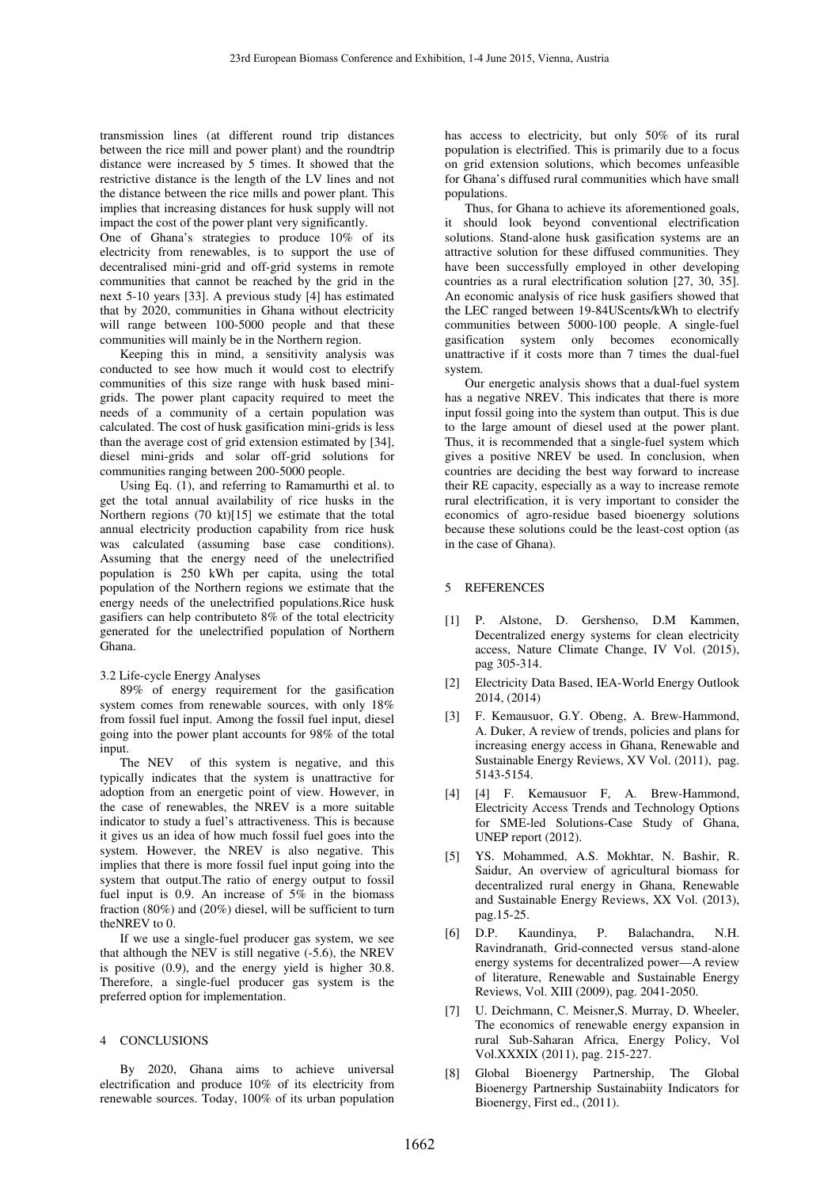transmission lines (at different round trip distances between the rice mill and power plant) and the roundtrip distance were increased by 5 times. It showed that the restrictive distance is the length of the LV lines and not the distance between the rice mills and power plant. This implies that increasing distances for husk supply will not impact the cost of the power plant very significantly.

One of Ghana's strategies to produce 10% of its electricity from renewables, is to support the use of decentralised mini-grid and off-grid systems in remote communities that cannot be reached by the grid in the next 5-10 years [33]. A previous study [4] has estimated that by 2020, communities in Ghana without electricity will range between 100-5000 people and that these communities will mainly be in the Northern region.

Keeping this in mind, a sensitivity analysis was conducted to see how much it would cost to electrify communities of this size range with husk based mini-grids. The power plant capacity required to meet the needs of a community of a certain population was calculated. The cost of husk gasification mini-grids is less than the average cost of grid extension estimated by [34], diesel mini-grids and solar off-grid solutions for communities ranging between 200-5000 people.

Using Eq. (1), and referring to Ramamurthi et al. to get the total annual availability of rice husks in the Northern regions (70 kt)[15] we estimate that the total annual electricity production capability from rice husk was calculated (assuming base case conditions). Assuming that the energy need of the unelectrified population is 250 kWh per capita, using the total population of the Northern regions we estimate that the energy needs of the unelectrified populations.Rice husk gasifiers can help contributeto 8% of the total electricity generated for the unelectrified population of Northern Ghana.

### 3.2 Life-cycle Energy Analyses

89% of energy requirement for the gasification system comes from renewable sources, with only 18% from fossil fuel input. Among the fossil fuel input, diesel going into the power plant accounts for 98% of the total input.

The NEV of this system is negative, and this typically indicates that the system is unattractive for adoption from an energetic point of view. However, in the case of renewables, the NREV is a more suitable indicator to study a fuel's attractiveness. This is because it gives us an idea of how much fossil fuel goes into the system. However, the NREV is also negative. This implies that there is more fossil fuel input going into the system that output.The ratio of energy output to fossil fuel input is 0.9. An increase of 5% in the biomass fraction (80%) and (20%) diesel, will be sufficient to turn theNREV to 0.

If we use a single-fuel producer gas system, we see that although the NEV is still negative (-5.6), the NREV is positive (0.9), and the energy yield is higher 30.8. Therefore, a single-fuel producer gas system is the preferred option for implementation.

## 4 CONCLUSIONS

By 2020, Ghana aims to achieve universal electrification and produce 10% of its electricity from renewable sources. Today, 100% of its urban population has access to electricity, but only 50% of its rural population is electrified. This is primarily due to a focus on grid extension solutions, which becomes unfeasible for Ghana's diffused rural communities which have small populations.

Thus, for Ghana to achieve its aforementioned goals, it should look beyond conventional electrification solutions. Stand-alone husk gasification systems are an attractive solution for these diffused communities. They have been successfully employed in other developing countries as a rural electrification solution [27, 30, 35]. An economic analysis of rice husk gasifiers showed that the LEC ranged between 19-84UScents/kWh to electrify communities between 5000-100 people. A single-fuel gasification system only becomes economically unattractive if it costs more than 7 times the dual-fuel system.

Our energetic analysis shows that a dual-fuel system has a negative NREV. This indicates that there is more input fossil going into the system than output. This is due to the large amount of diesel used at the power plant. Thus, it is recommended that a single-fuel system which gives a positive NREV be used. In conclusion, when countries are deciding the best way forward to increase their RE capacity, especially as a way to increase remote rural electrification, it is very important to consider the economics of agro-residue based bioenergy solutions because these solutions could be the least-cost option (as in the case of Ghana).

## 5 REFERENCES

[1] P. Alstone, D. Gershenso, D.M Kammen, Decentralized energy systems for clean electricity access, Nature Climate Change, IV Vol. (2015), pag 305-314.

[2] Electricity Data Based, IEA-World Energy Outlook 2014, (2014)

[3] F. Kemausuor, G.Y. Obeng, A. Brew-Hammond, A. Duker, A review of trends, policies and plans for increasing energy access in Ghana, Renewable and Sustainable Energy Reviews, XV Vol. (2011), pag. 5143-5154.

[4] [4] F. Kemausuor F, A. Brew-Hammond, Electricity Access Trends and Technology Options for SME-led Solutions-Case Study of Ghana, UNEP report (2012).

[5] YS. Mohammed, A.S. Mokhtar, N. Bashir, R. Saidur, An overview of agricultural biomass for decentralized rural energy in Ghana, Renewable and Sustainable Energy Reviews, XX Vol. (2013), pag.15-25.

[6] D.P. Kaundinya, P. Balachandra, N.H. Ravindranath, Grid-connected versus stand-alone energy systems for decentralized power—A review of literature, Renewable and Sustainable Energy Reviews, Vol. XIII (2009), pag. 2041-2050.

[7] U. Deichmann, C. Meisner,S. Murray, D. Wheeler, The economics of renewable energy expansion in rural Sub-Saharan Africa, Energy Policy, Vol Vol.XXXIX (2011), pag. 215-227.

[8] Global Bioenergy Partnership, The Global Bioenergy Partnership Sustainabiity Indicators for Bioenergy, First ed., (2011).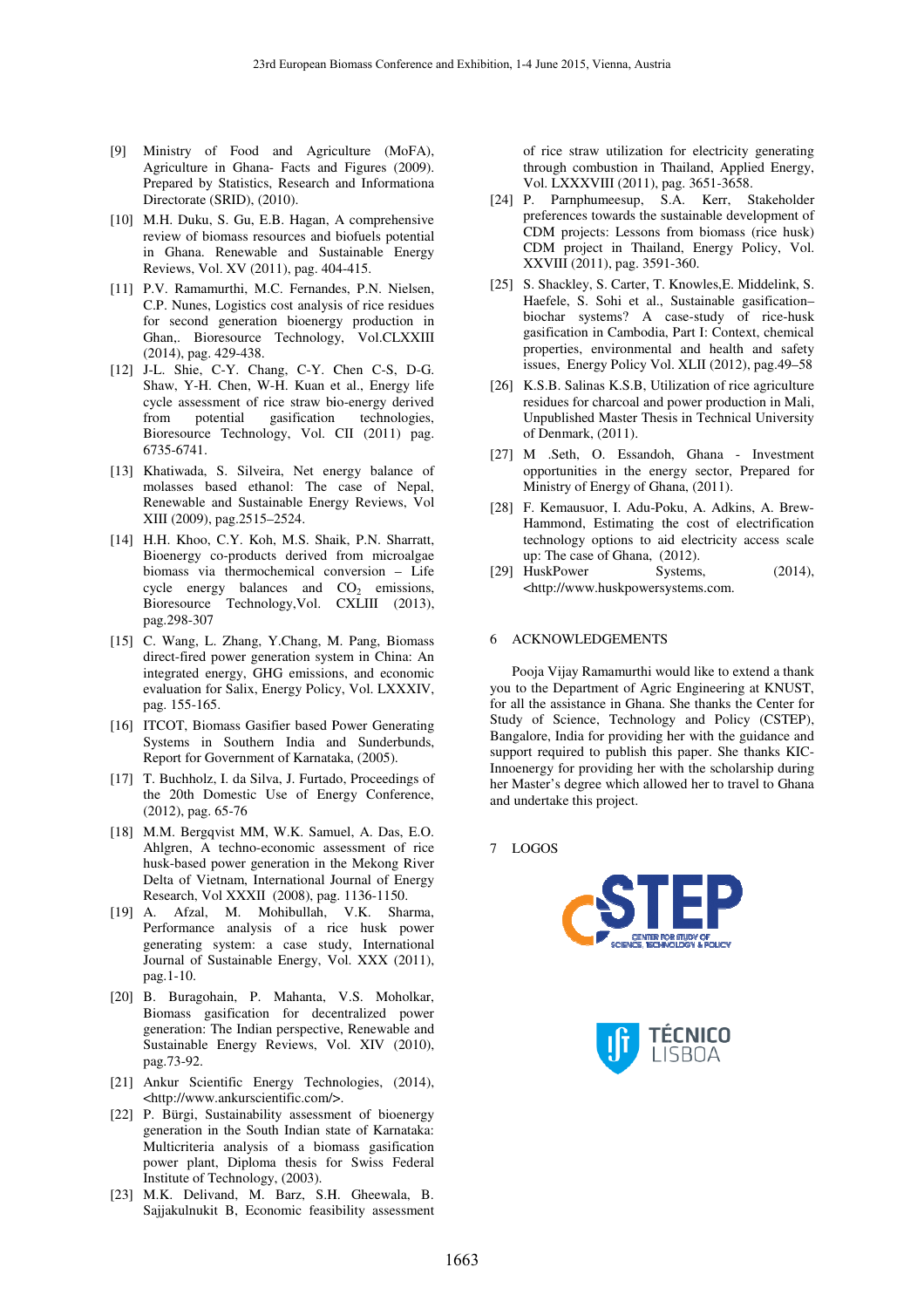[9] Ministry of Food and Agriculture (MoFA), Agriculture in Ghana- Facts and Figures (2009). Prepared by Statistics, Research and Informationa Directorate (SRID), (2010).

[10] M.H. Duku, S. Gu, E.B. Hagan, A comprehensive review of biomass resources and biofuels potential in Ghana. Renewable and Sustainable Energy Reviews, Vol. XV (2011), pag. 404-415.

[11] P.V. Ramamurthi, M.C. Fernandes, P.N. Nielsen, C.P. Nunes, Logistics cost analysis of rice residues for second generation bioenergy production in Ghan,. Bioresource Technology, Vol.CLXXIII (2014), pag. 429-438.

[12] J-L. Shie, C-Y. Chang, C-Y. Chen C-S, D-G. Shaw, Y-H. Chen, W-H. Kuan et al., Energy life cycle assessment of rice straw bio-energy derived from potential gasification technologies, Bioresource Technology, Vol. CII (2011) pag. 6735-6741.

[13] Khatiwada, S. Silveira, Net energy balance of molasses based ethanol: The case of Nepal, Renewable and Sustainable Energy Reviews, Vol XIII (2009), pag.2515–2524.

[14] H.H. Khoo, C.Y. Koh, M.S. Shaik, P.N. Sharratt, Bioenergy co-products derived from microalgae biomass via thermochemical conversion – Life cycle energy balances and $CO_2$ emissions, Bioresource Technology,Vol. CXLIII (2013), pag.298-307

[15] C. Wang, L. Zhang, Y.Chang, M. Pang, Biomass direct-fired power generation system in China: An integrated energy, GHG emissions, and economic evaluation for Salix, Energy Policy, Vol. LXXXIV, pag. 155-165.

[16] ITCOT, Biomass Gasifier based Power Generating Systems in Southern India and Sunderbunds, Report for Government of Karnataka, (2005).

[17] T. Buchholz, I. da Silva, J. Furtado, Proceedings of the 20th Domestic Use of Energy Conference, (2012), pag. 65-76

[18] M.M. Bergqvist MM, W.K. Samuel, A. Das, E.O. Ahlgren, A techno-economic assessment of rice husk-based power generation in the Mekong River Delta of Vietnam, International Journal of Energy Research, Vol XXXII (2008), pag. 1136-1150.

[19] A. Afzal, M. Mohibullah, V.K. Sharma, Performance analysis of a rice husk power generating system: a case study, International Journal of Sustainable Energy, Vol. XXX (2011), pag.1-10.

[20] B. Buragohain, P. Mahanta, V.S. Moholkar, Biomass gasification for decentralized power generation: The Indian perspective, Renewable and Sustainable Energy Reviews, Vol. XIV (2010), pag.73-92.

[21] Ankur Scientific Energy Technologies, (2014), <http://www.ankurscientific.com/>.

[22] P. Bürgi, Sustainability assessment of bioenergy generation in the South Indian state of Karnataka: Multicriteria analysis of a biomass gasification power plant, Diploma thesis for Swiss Federal Institute of Technology, (2003).

[23] M.K. Delivand, M. Barz, S.H. Gheewala, B. Sajjakulnukit B, Economic feasibility assessment of rice straw utilization for electricity generating through combustion in Thailand, Applied Energy, Vol. LXXXVIII (2011), pag. 3651-3658.

[24] P. Parnphumeesup, S.A. Kerr, Stakeholder preferences towards the sustainable development of CDM projects: Lessons from biomass (rice husk) CDM project in Thailand, Energy Policy, Vol. XXVIII (2011), pag. 3591-360.

[25] S. Shackley, S. Carter, T. Knowles,E. Middelink, S. Haefele, S. Sohi et al., Sustainable gasification–biochar systems? A case-study of rice-husk gasification in Cambodia, Part I: Context, chemical properties, environmental and health and safety issues, Energy Policy Vol. XLII (2012), pag.49–58

[26] K.S.B. Salinas K.S.B, Utilization of rice agriculture residues for charcoal and power production in Mali, Unpublished Master Thesis in Technical University of Denmark, (2011).

[27] M .Seth, O. Essandoh, Ghana - Investment opportunities in the energy sector, Prepared for Ministry of Energy of Ghana, (2011).

[28] F. Kemausuor, I. Adu-Poku, A. Adkins, A. Brew-Hammond, Estimating the cost of electrification technology options to aid electricity access scale up: The case of Ghana, (2012).

[29] HuskPower Systems, (2014), <http://www.huskpowersystems.com.

## 6 ACKNOWLEDGEMENTS

Pooja Vijay Ramamurthi would like to extend a thank you to the Department of Agric Engineering at KNUST, for all the assistance in Ghana. She thanks the Center for Study of Science, Technology and Policy (CSTEP), Bangalore, India for providing her with the guidance and support required to publish this paper. She thanks KIC-Innoenergy for providing her with the scholarship during her Master's degree which allowed her to travel to Ghana and undertake this project.

## 7 LOGOS

CSTEP
CENTER FOR STUDY OF SCIENCE, TECHNOLOGY & POLICY

TÉCNICO LISBOA